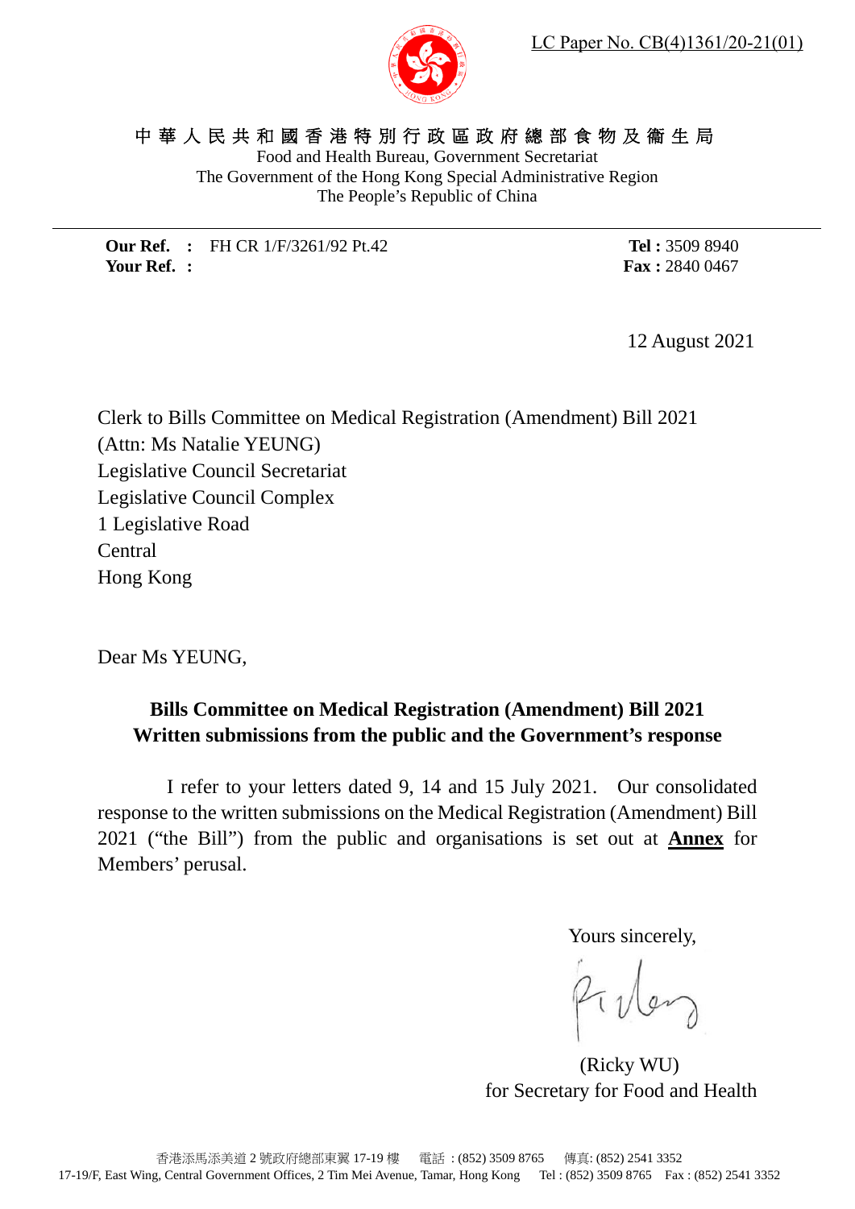LC Paper No. CB(4)1361/20-21(01)

中華人民共和國香港特別行政區政府總部食物及衞生局
Food and Health Bureau, Government Secretariat
The Government of the Hong Kong Special Administrative Region
The People's Republic of China

**Our Ref. :** FH CR 1/F/3261/92 Pt.42
**Your Ref. :**

**Tel :** 3509 8940
**Fax :** 2840 0467

12 August 2021

Clerk to Bills Committee on Medical Registration (Amendment) Bill 2021
(Attn: Ms Natalie YEUNG)
Legislative Council Secretariat
Legislative Council Complex
1 Legislative Road
Central
Hong Kong

Dear Ms YEUNG,

**Bills Committee on Medical Registration (Amendment) Bill 2021**
**Written submissions from the public and the Government's response**

I refer to your letters dated 9, 14 and 15 July 2021. Our consolidated response to the written submissions on the Medical Registration (Amendment) Bill 2021 ("the Bill") from the public and organisations is set out at **Annex** for Members' perusal.

Yours sincerely,

(Ricky WU)
for Secretary for Food and Health

香港添馬添美道 2 號政府總部東翼 17-19 樓 電話 : (852) 3509 8765 傳真: (852) 2541 3352
17-19/F, East Wing, Central Government Offices, 2 Tim Mei Avenue, Tamar, Hong Kong Tel : (852) 3509 8765 Fax : (852) 2541 3352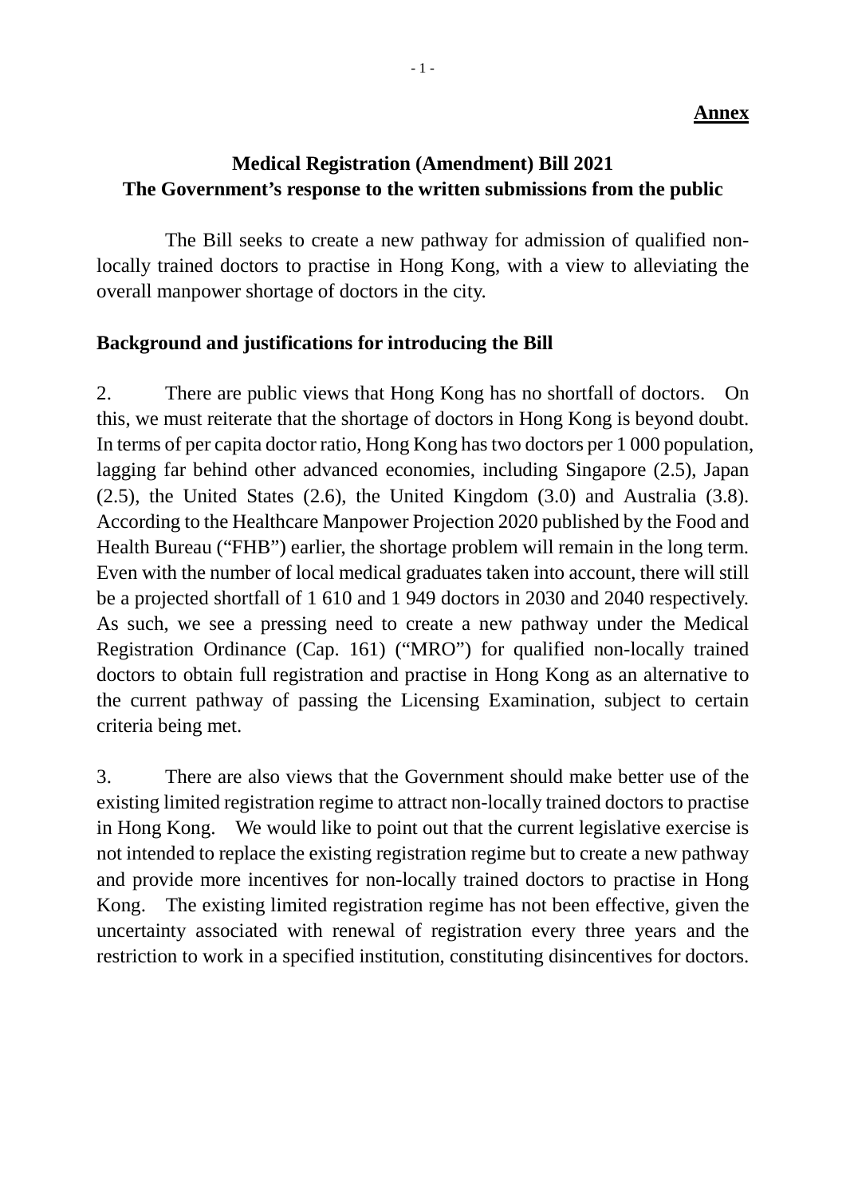**Annex**

# Medical Registration (Amendment) Bill 2021
## The Government's response to the written submissions from the public

The Bill seeks to create a new pathway for admission of qualified non-locally trained doctors to practise in Hong Kong, with a view to alleviating the overall manpower shortage of doctors in the city.

### Background and justifications for introducing the Bill

2. There are public views that Hong Kong has no shortfall of doctors. On this, we must reiterate that the shortage of doctors in Hong Kong is beyond doubt. In terms of per capita doctor ratio, Hong Kong has two doctors per 1 000 population, lagging far behind other advanced economies, including Singapore (2.5), Japan (2.5), the United States (2.6), the United Kingdom (3.0) and Australia (3.8). According to the Healthcare Manpower Projection 2020 published by the Food and Health Bureau ("FHB") earlier, the shortage problem will remain in the long term. Even with the number of local medical graduates taken into account, there will still be a projected shortfall of 1 610 and 1 949 doctors in 2030 and 2040 respectively. As such, we see a pressing need to create a new pathway under the Medical Registration Ordinance (Cap. 161) ("MRO") for qualified non-locally trained doctors to obtain full registration and practise in Hong Kong as an alternative to the current pathway of passing the Licensing Examination, subject to certain criteria being met.

3. There are also views that the Government should make better use of the existing limited registration regime to attract non-locally trained doctors to practise in Hong Kong. We would like to point out that the current legislative exercise is not intended to replace the existing registration regime but to create a new pathway and provide more incentives for non-locally trained doctors to practise in Hong Kong. The existing limited registration regime has not been effective, given the uncertainty associated with renewal of registration every three years and the restriction to work in a specified institution, constituting disincentives for doctors.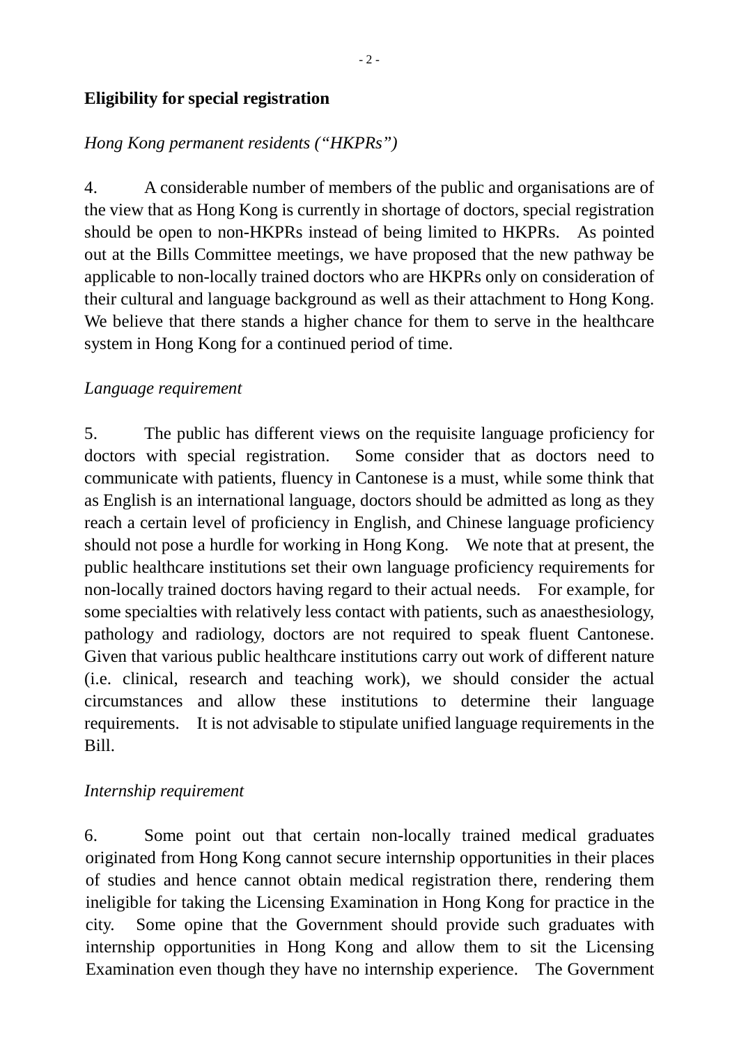**Eligibility for special registration**

*Hong Kong permanent residents ("HKPRs")*

4. A considerable number of members of the public and organisations are of the view that as Hong Kong is currently in shortage of doctors, special registration should be open to non-HKPRs instead of being limited to HKPRs. As pointed out at the Bills Committee meetings, we have proposed that the new pathway be applicable to non-locally trained doctors who are HKPRs only on consideration of their cultural and language background as well as their attachment to Hong Kong. We believe that there stands a higher chance for them to serve in the healthcare system in Hong Kong for a continued period of time.

*Language requirement*

5. The public has different views on the requisite language proficiency for doctors with special registration. Some consider that as doctors need to communicate with patients, fluency in Cantonese is a must, while some think that as English is an international language, doctors should be admitted as long as they reach a certain level of proficiency in English, and Chinese language proficiency should not pose a hurdle for working in Hong Kong. We note that at present, the public healthcare institutions set their own language proficiency requirements for non-locally trained doctors having regard to their actual needs. For example, for some specialties with relatively less contact with patients, such as anaesthesiology, pathology and radiology, doctors are not required to speak fluent Cantonese. Given that various public healthcare institutions carry out work of different nature (i.e. clinical, research and teaching work), we should consider the actual circumstances and allow these institutions to determine their language requirements. It is not advisable to stipulate unified language requirements in the Bill.

*Internship requirement*

6. Some point out that certain non-locally trained medical graduates originated from Hong Kong cannot secure internship opportunities in their places of studies and hence cannot obtain medical registration there, rendering them ineligible for taking the Licensing Examination in Hong Kong for practice in the city. Some opine that the Government should provide such graduates with internship opportunities in Hong Kong and allow them to sit the Licensing Examination even though they have no internship experience. The Government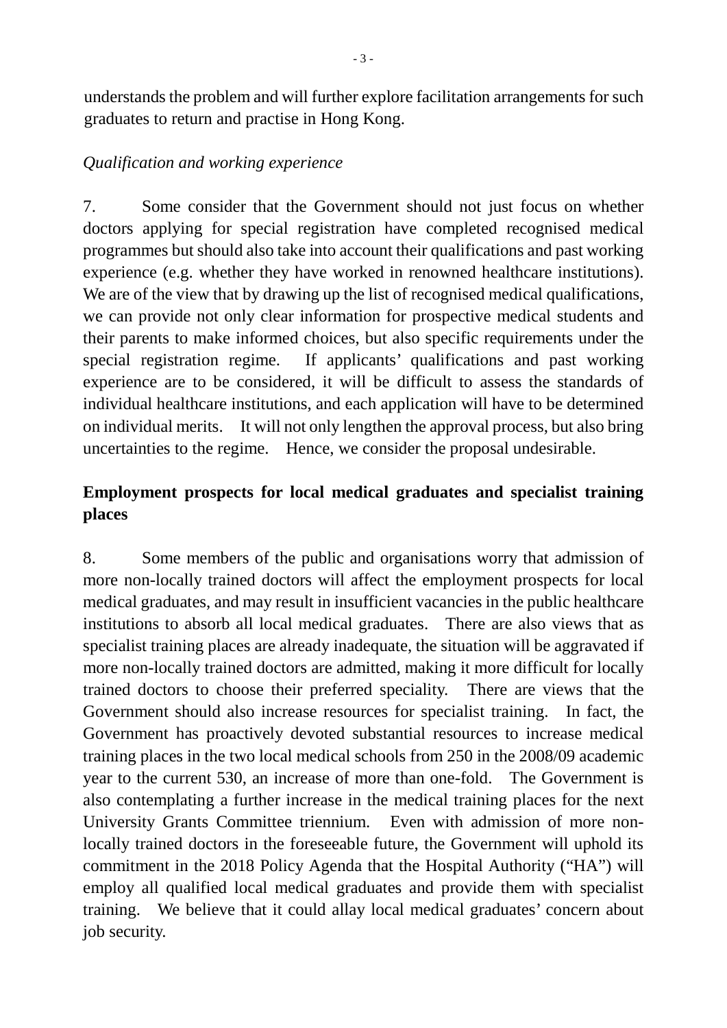understands the problem and will further explore facilitation arrangements for such graduates to return and practise in Hong Kong.

*Qualification and working experience*

7. Some consider that the Government should not just focus on whether doctors applying for special registration have completed recognised medical programmes but should also take into account their qualifications and past working experience (e.g. whether they have worked in renowned healthcare institutions). We are of the view that by drawing up the list of recognised medical qualifications, we can provide not only clear information for prospective medical students and their parents to make informed choices, but also specific requirements under the special registration regime. If applicants' qualifications and past working experience are to be considered, it will be difficult to assess the standards of individual healthcare institutions, and each application will have to be determined on individual merits. It will not only lengthen the approval process, but also bring uncertainties to the regime. Hence, we consider the proposal undesirable.

## Employment prospects for local medical graduates and specialist training places

8. Some members of the public and organisations worry that admission of more non-locally trained doctors will affect the employment prospects for local medical graduates, and may result in insufficient vacancies in the public healthcare institutions to absorb all local medical graduates. There are also views that as specialist training places are already inadequate, the situation will be aggravated if more non-locally trained doctors are admitted, making it more difficult for locally trained doctors to choose their preferred speciality. There are views that the Government should also increase resources for specialist training. In fact, the Government has proactively devoted substantial resources to increase medical training places in the two local medical schools from 250 in the 2008/09 academic year to the current 530, an increase of more than one-fold. The Government is also contemplating a further increase in the medical training places for the next University Grants Committee triennium. Even with admission of more non-locally trained doctors in the foreseeable future, the Government will uphold its commitment in the 2018 Policy Agenda that the Hospital Authority ("HA") will employ all qualified local medical graduates and provide them with specialist training. We believe that it could allay local medical graduates' concern about job security.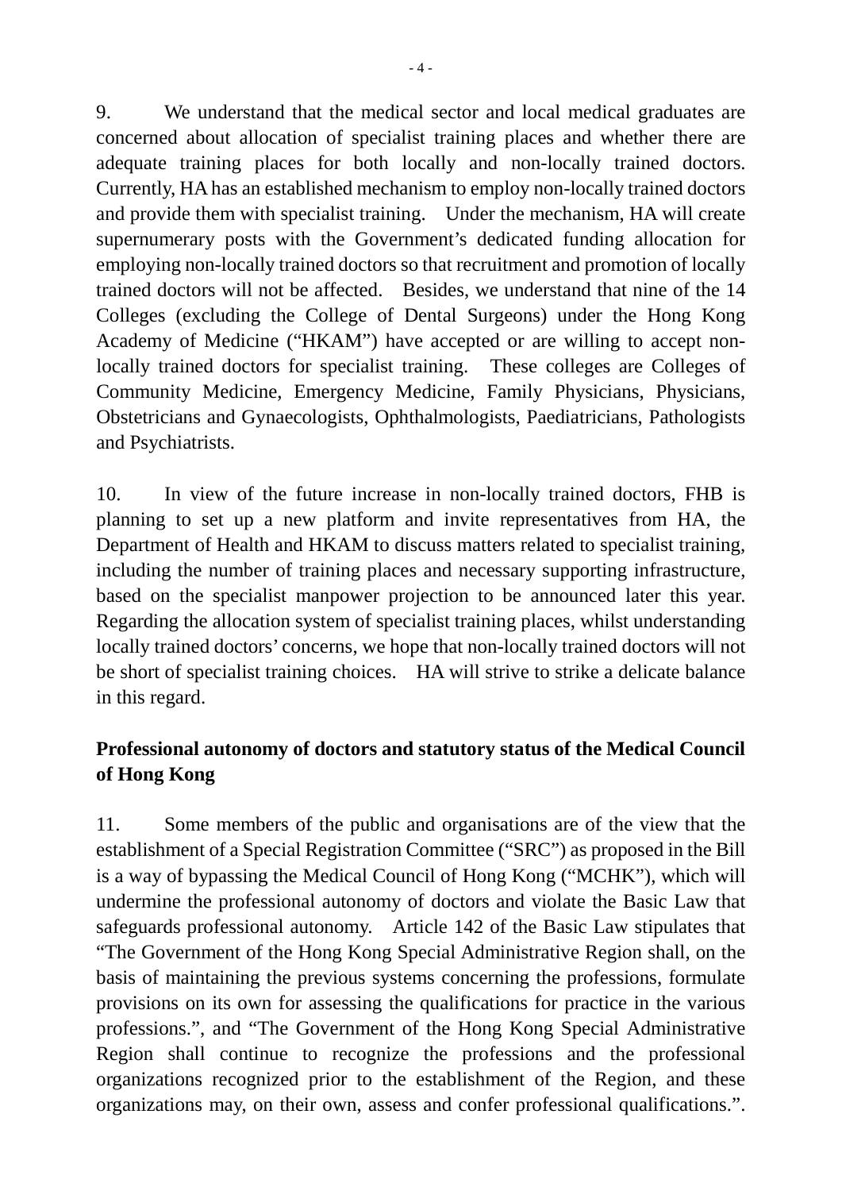9. We understand that the medical sector and local medical graduates are concerned about allocation of specialist training places and whether there are adequate training places for both locally and non-locally trained doctors. Currently, HA has an established mechanism to employ non-locally trained doctors and provide them with specialist training. Under the mechanism, HA will create supernumerary posts with the Government's dedicated funding allocation for employing non-locally trained doctors so that recruitment and promotion of locally trained doctors will not be affected. Besides, we understand that nine of the 14 Colleges (excluding the College of Dental Surgeons) under the Hong Kong Academy of Medicine ("HKAM") have accepted or are willing to accept non-locally trained doctors for specialist training. These colleges are Colleges of Community Medicine, Emergency Medicine, Family Physicians, Physicians, Obstetricians and Gynaecologists, Ophthalmologists, Paediatricians, Pathologists and Psychiatrists.

10. In view of the future increase in non-locally trained doctors, FHB is planning to set up a new platform and invite representatives from HA, the Department of Health and HKAM to discuss matters related to specialist training, including the number of training places and necessary supporting infrastructure, based on the specialist manpower projection to be announced later this year. Regarding the allocation system of specialist training places, whilst understanding locally trained doctors' concerns, we hope that non-locally trained doctors will not be short of specialist training choices. HA will strive to strike a delicate balance in this regard.

**Professional autonomy of doctors and statutory status of the Medical Council of Hong Kong**

11. Some members of the public and organisations are of the view that the establishment of a Special Registration Committee ("SRC") as proposed in the Bill is a way of bypassing the Medical Council of Hong Kong ("MCHK"), which will undermine the professional autonomy of doctors and violate the Basic Law that safeguards professional autonomy. Article 142 of the Basic Law stipulates that "The Government of the Hong Kong Special Administrative Region shall, on the basis of maintaining the previous systems concerning the professions, formulate provisions on its own for assessing the qualifications for practice in the various professions.", and "The Government of the Hong Kong Special Administrative Region shall continue to recognize the professions and the professional organizations recognized prior to the establishment of the Region, and these organizations may, on their own, assess and confer professional qualifications.".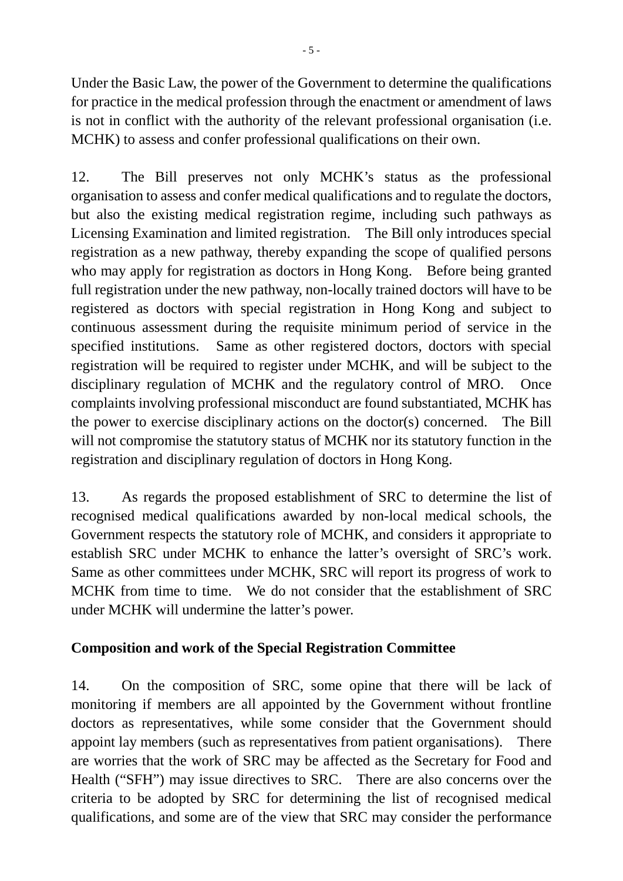Under the Basic Law, the power of the Government to determine the qualifications for practice in the medical profession through the enactment or amendment of laws is not in conflict with the authority of the relevant professional organisation (i.e. MCHK) to assess and confer professional qualifications on their own.

12. The Bill preserves not only MCHK's status as the professional organisation to assess and confer medical qualifications and to regulate the doctors, but also the existing medical registration regime, including such pathways as Licensing Examination and limited registration. The Bill only introduces special registration as a new pathway, thereby expanding the scope of qualified persons who may apply for registration as doctors in Hong Kong. Before being granted full registration under the new pathway, non-locally trained doctors will have to be registered as doctors with special registration in Hong Kong and subject to continuous assessment during the requisite minimum period of service in the specified institutions. Same as other registered doctors, doctors with special registration will be required to register under MCHK, and will be subject to the disciplinary regulation of MCHK and the regulatory control of MRO. Once complaints involving professional misconduct are found substantiated, MCHK has the power to exercise disciplinary actions on the doctor(s) concerned. The Bill will not compromise the statutory status of MCHK nor its statutory function in the registration and disciplinary regulation of doctors in Hong Kong.

13. As regards the proposed establishment of SRC to determine the list of recognised medical qualifications awarded by non-local medical schools, the Government respects the statutory role of MCHK, and considers it appropriate to establish SRC under MCHK to enhance the latter's oversight of SRC's work. Same as other committees under MCHK, SRC will report its progress of work to MCHK from time to time. We do not consider that the establishment of SRC under MCHK will undermine the latter's power.

**Composition and work of the Special Registration Committee**

14. On the composition of SRC, some opine that there will be lack of monitoring if members are all appointed by the Government without frontline doctors as representatives, while some consider that the Government should appoint lay members (such as representatives from patient organisations). There are worries that the work of SRC may be affected as the Secretary for Food and Health ("SFH") may issue directives to SRC. There are also concerns over the criteria to be adopted by SRC for determining the list of recognised medical qualifications, and some are of the view that SRC may consider the performance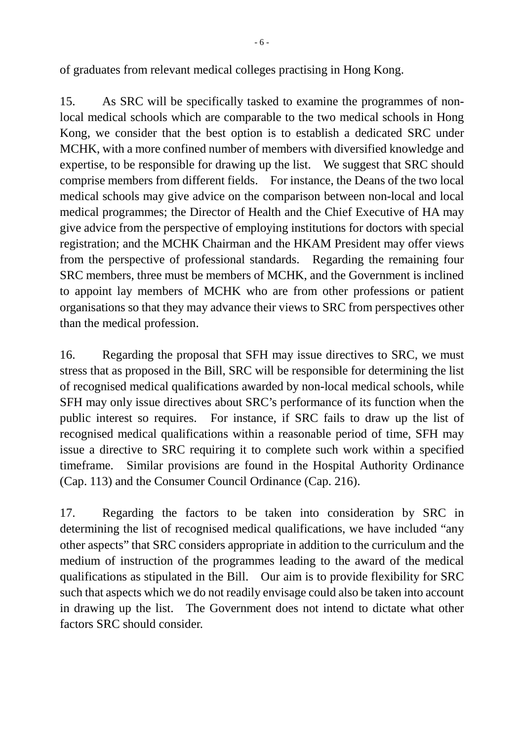of graduates from relevant medical colleges practising in Hong Kong.

15. As SRC will be specifically tasked to examine the programmes of non-local medical schools which are comparable to the two medical schools in Hong Kong, we consider that the best option is to establish a dedicated SRC under MCHK, with a more confined number of members with diversified knowledge and expertise, to be responsible for drawing up the list. We suggest that SRC should comprise members from different fields. For instance, the Deans of the two local medical schools may give advice on the comparison between non-local and local medical programmes; the Director of Health and the Chief Executive of HA may give advice from the perspective of employing institutions for doctors with special registration; and the MCHK Chairman and the HKAM President may offer views from the perspective of professional standards. Regarding the remaining four SRC members, three must be members of MCHK, and the Government is inclined to appoint lay members of MCHK who are from other professions or patient organisations so that they may advance their views to SRC from perspectives other than the medical profession.

16. Regarding the proposal that SFH may issue directives to SRC, we must stress that as proposed in the Bill, SRC will be responsible for determining the list of recognised medical qualifications awarded by non-local medical schools, while SFH may only issue directives about SRC's performance of its function when the public interest so requires. For instance, if SRC fails to draw up the list of recognised medical qualifications within a reasonable period of time, SFH may issue a directive to SRC requiring it to complete such work within a specified timeframe. Similar provisions are found in the Hospital Authority Ordinance (Cap. 113) and the Consumer Council Ordinance (Cap. 216).

17. Regarding the factors to be taken into consideration by SRC in determining the list of recognised medical qualifications, we have included "any other aspects" that SRC considers appropriate in addition to the curriculum and the medium of instruction of the programmes leading to the award of the medical qualifications as stipulated in the Bill. Our aim is to provide flexibility for SRC such that aspects which we do not readily envisage could also be taken into account in drawing up the list. The Government does not intend to dictate what other factors SRC should consider.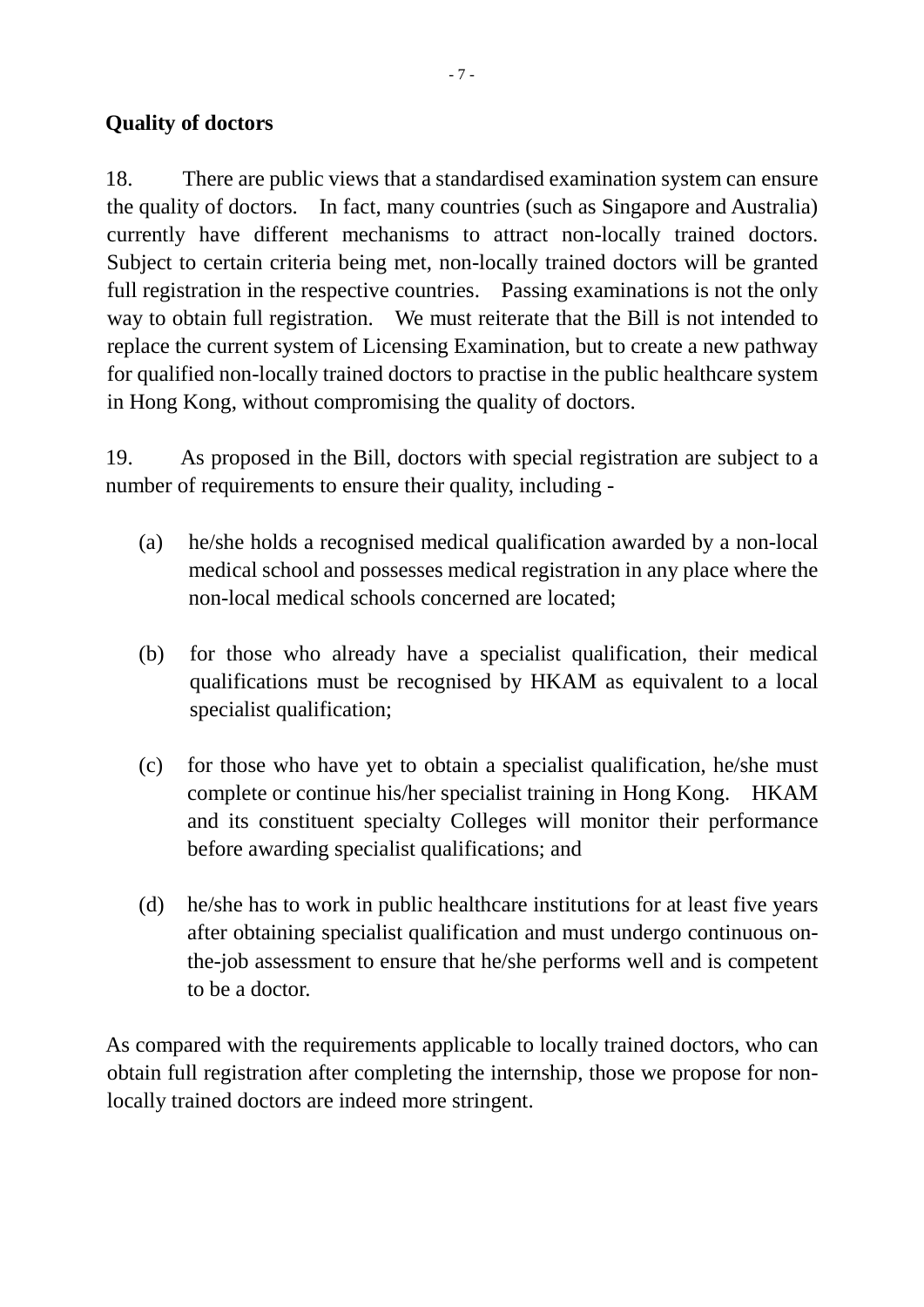**Quality of doctors**

18. There are public views that a standardised examination system can ensure the quality of doctors. In fact, many countries (such as Singapore and Australia) currently have different mechanisms to attract non-locally trained doctors. Subject to certain criteria being met, non-locally trained doctors will be granted full registration in the respective countries. Passing examinations is not the only way to obtain full registration. We must reiterate that the Bill is not intended to replace the current system of Licensing Examination, but to create a new pathway for qualified non-locally trained doctors to practise in the public healthcare system in Hong Kong, without compromising the quality of doctors.

19. As proposed in the Bill, doctors with special registration are subject to a number of requirements to ensure their quality, including -

(a) he/she holds a recognised medical qualification awarded by a non-local medical school and possesses medical registration in any place where the non-local medical schools concerned are located;

(b) for those who already have a specialist qualification, their medical qualifications must be recognised by HKAM as equivalent to a local specialist qualification;

(c) for those who have yet to obtain a specialist qualification, he/she must complete or continue his/her specialist training in Hong Kong. HKAM and its constituent specialty Colleges will monitor their performance before awarding specialist qualifications; and

(d) he/she has to work in public healthcare institutions for at least five years after obtaining specialist qualification and must undergo continuous on-the-job assessment to ensure that he/she performs well and is competent to be a doctor.

As compared with the requirements applicable to locally trained doctors, who can obtain full registration after completing the internship, those we propose for non-locally trained doctors are indeed more stringent.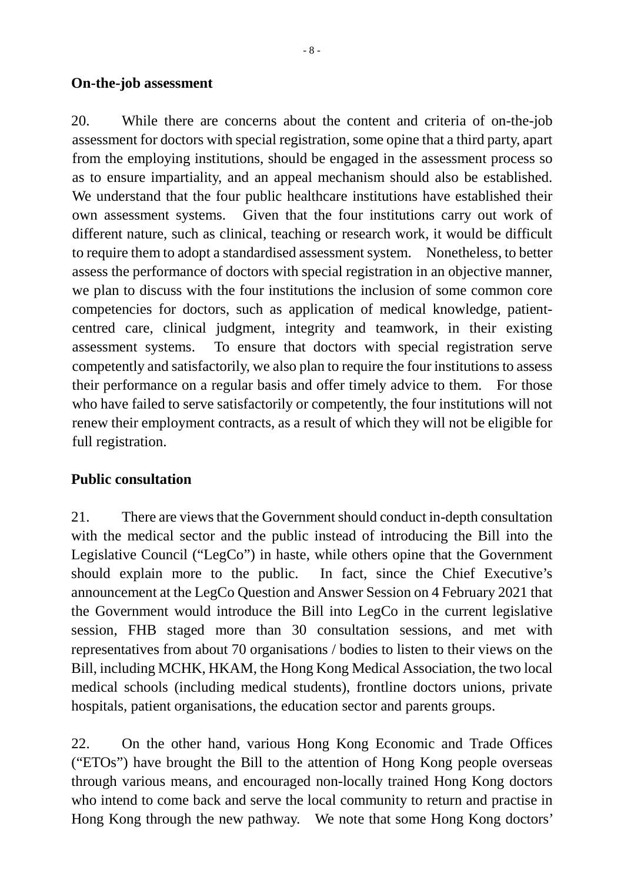**On-the-job assessment**

20. While there are concerns about the content and criteria of on-the-job assessment for doctors with special registration, some opine that a third party, apart from the employing institutions, should be engaged in the assessment process so as to ensure impartiality, and an appeal mechanism should also be established. We understand that the four public healthcare institutions have established their own assessment systems. Given that the four institutions carry out work of different nature, such as clinical, teaching or research work, it would be difficult to require them to adopt a standardised assessment system. Nonetheless, to better assess the performance of doctors with special registration in an objective manner, we plan to discuss with the four institutions the inclusion of some common core competencies for doctors, such as application of medical knowledge, patient-centred care, clinical judgment, integrity and teamwork, in their existing assessment systems. To ensure that doctors with special registration serve competently and satisfactorily, we also plan to require the four institutions to assess their performance on a regular basis and offer timely advice to them. For those who have failed to serve satisfactorily or competently, the four institutions will not renew their employment contracts, as a result of which they will not be eligible for full registration.

**Public consultation**

21. There are views that the Government should conduct in-depth consultation with the medical sector and the public instead of introducing the Bill into the Legislative Council ("LegCo") in haste, while others opine that the Government should explain more to the public. In fact, since the Chief Executive's announcement at the LegCo Question and Answer Session on 4 February 2021 that the Government would introduce the Bill into LegCo in the current legislative session, FHB staged more than 30 consultation sessions, and met with representatives from about 70 organisations / bodies to listen to their views on the Bill, including MCHK, HKAM, the Hong Kong Medical Association, the two local medical schools (including medical students), frontline doctors unions, private hospitals, patient organisations, the education sector and parents groups.

22. On the other hand, various Hong Kong Economic and Trade Offices ("ETOs") have brought the Bill to the attention of Hong Kong people overseas through various means, and encouraged non-locally trained Hong Kong doctors who intend to come back and serve the local community to return and practise in Hong Kong through the new pathway. We note that some Hong Kong doctors'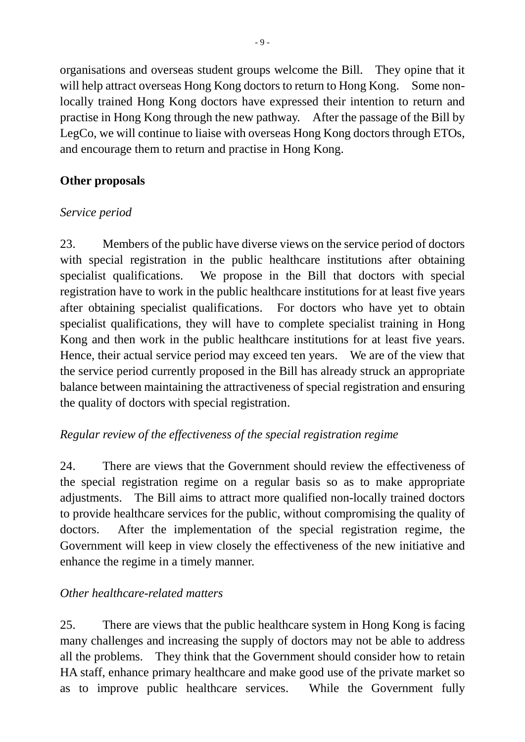organisations and overseas student groups welcome the Bill. They opine that it will help attract overseas Hong Kong doctors to return to Hong Kong. Some non-locally trained Hong Kong doctors have expressed their intention to return and practise in Hong Kong through the new pathway. After the passage of the Bill by LegCo, we will continue to liaise with overseas Hong Kong doctors through ETOs, and encourage them to return and practise in Hong Kong.

## Other proposals

### *Service period*

23. Members of the public have diverse views on the service period of doctors with special registration in the public healthcare institutions after obtaining specialist qualifications. We propose in the Bill that doctors with special registration have to work in the public healthcare institutions for at least five years after obtaining specialist qualifications. For doctors who have yet to obtain specialist qualifications, they will have to complete specialist training in Hong Kong and then work in the public healthcare institutions for at least five years. Hence, their actual service period may exceed ten years. We are of the view that the service period currently proposed in the Bill has already struck an appropriate balance between maintaining the attractiveness of special registration and ensuring the quality of doctors with special registration.

### *Regular review of the effectiveness of the special registration regime*

24. There are views that the Government should review the effectiveness of the special registration regime on a regular basis so as to make appropriate adjustments. The Bill aims to attract more qualified non-locally trained doctors to provide healthcare services for the public, without compromising the quality of doctors. After the implementation of the special registration regime, the Government will keep in view closely the effectiveness of the new initiative and enhance the regime in a timely manner.

### *Other healthcare-related matters*

25. There are views that the public healthcare system in Hong Kong is facing many challenges and increasing the supply of doctors may not be able to address all the problems. They think that the Government should consider how to retain HA staff, enhance primary healthcare and make good use of the private market so as to improve public healthcare services. While the Government fully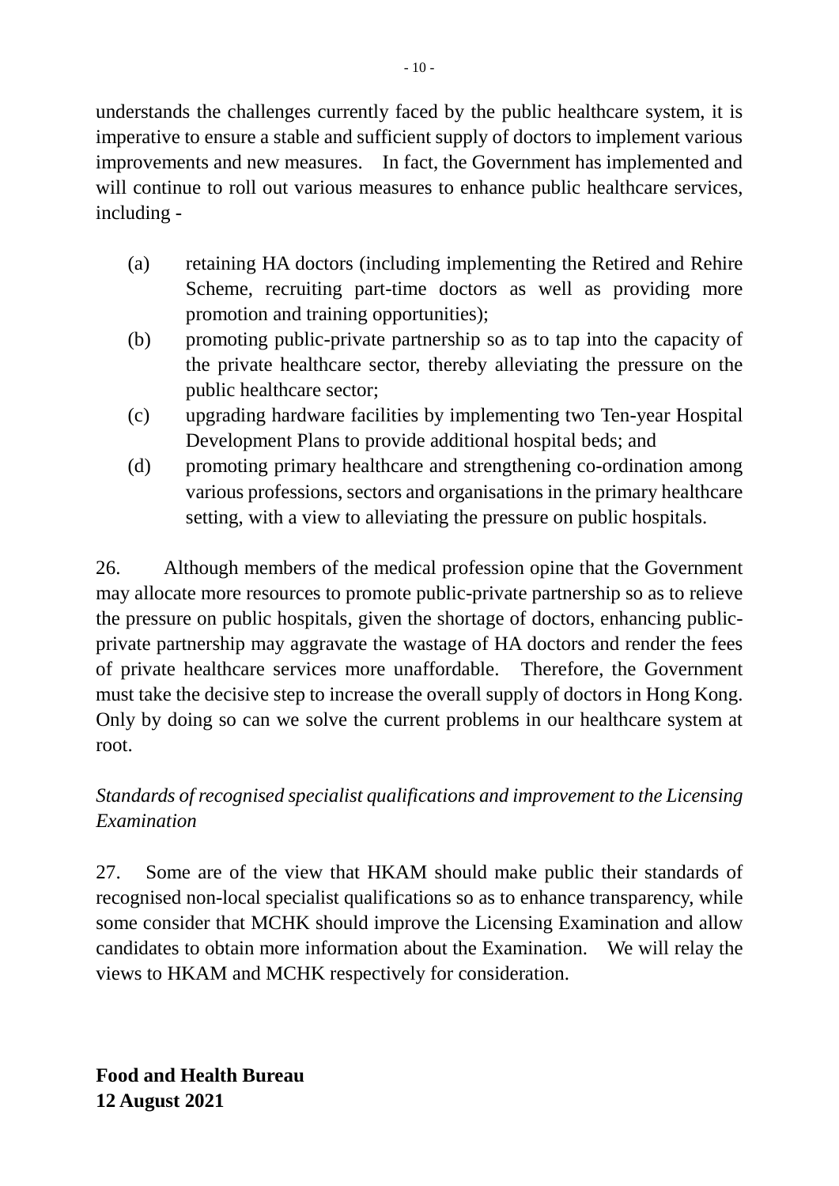understands the challenges currently faced by the public healthcare system, it is imperative to ensure a stable and sufficient supply of doctors to implement various improvements and new measures. In fact, the Government has implemented and will continue to roll out various measures to enhance public healthcare services, including -

(a) retaining HA doctors (including implementing the Retired and Rehire Scheme, recruiting part-time doctors as well as providing more promotion and training opportunities);

(b) promoting public-private partnership so as to tap into the capacity of the private healthcare sector, thereby alleviating the pressure on the public healthcare sector;

(c) upgrading hardware facilities by implementing two Ten-year Hospital Development Plans to provide additional hospital beds; and

(d) promoting primary healthcare and strengthening co-ordination among various professions, sectors and organisations in the primary healthcare setting, with a view to alleviating the pressure on public hospitals.

26. Although members of the medical profession opine that the Government may allocate more resources to promote public-private partnership so as to relieve the pressure on public hospitals, given the shortage of doctors, enhancing public-private partnership may aggravate the wastage of HA doctors and render the fees of private healthcare services more unaffordable. Therefore, the Government must take the decisive step to increase the overall supply of doctors in Hong Kong. Only by doing so can we solve the current problems in our healthcare system at root.

*Standards of recognised specialist qualifications and improvement to the Licensing Examination*

27. Some are of the view that HKAM should make public their standards of recognised non-local specialist qualifications so as to enhance transparency, while some consider that MCHK should improve the Licensing Examination and allow candidates to obtain more information about the Examination. We will relay the views to HKAM and MCHK respectively for consideration.

**Food and Health Bureau**
**12 August 2021**